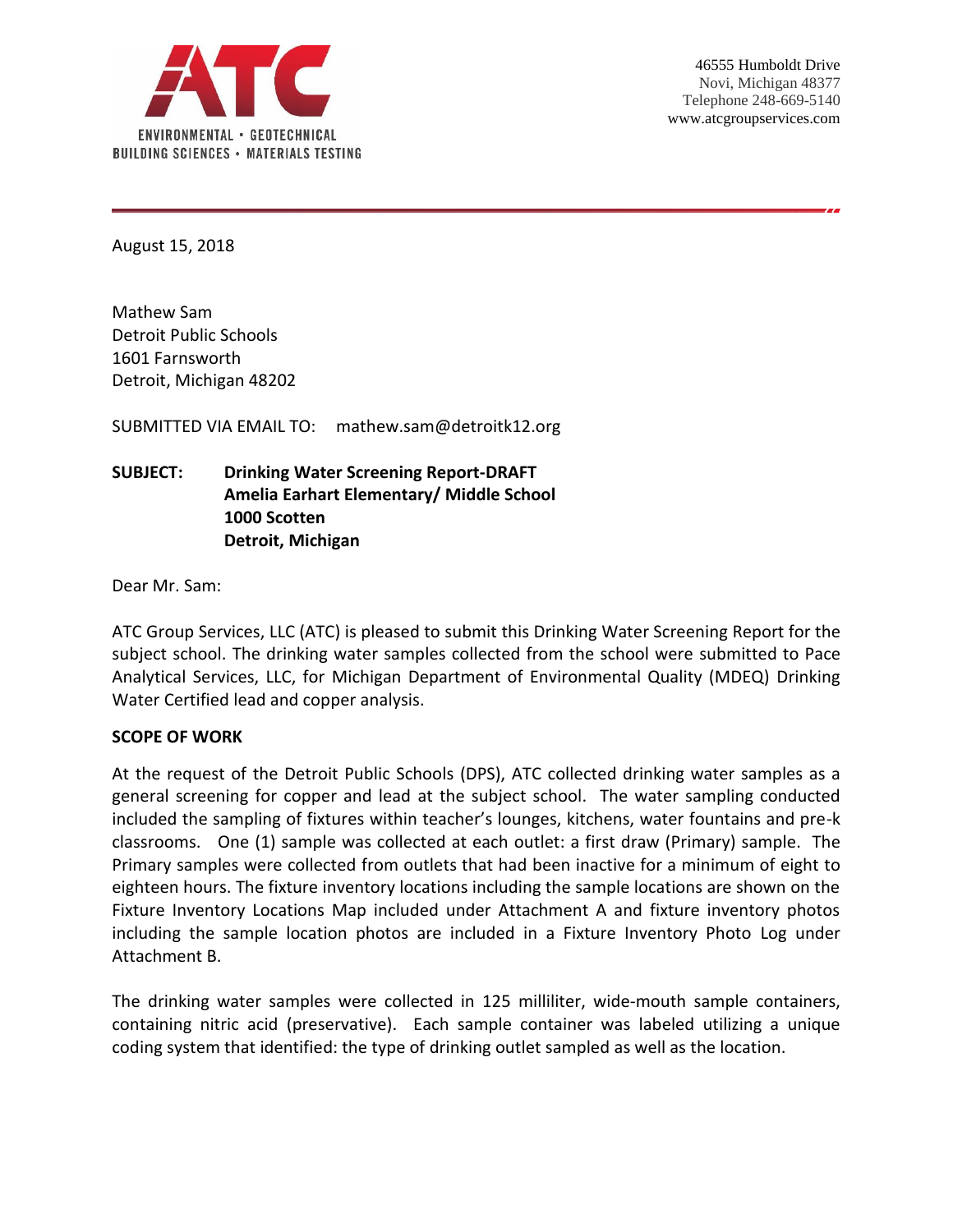ATC

ENVIRONMENTAL • GEOTECHNICAL
BUILDING SCIENCES • MATERIALS TESTING

46555 Humboldt Drive
Novi, Michigan 48377
Telephone 248-669-5140
www.atcgroupservices.com

August 15, 2018

Mathew Sam
Detroit Public Schools
1601 Farnsworth
Detroit, Michigan 48202

SUBMITTED VIA EMAIL TO: mathew.sam@detroitk12.org

**SUBJECT: Drinking Water Screening Report-DRAFT**
**Amelia Earhart Elementary/ Middle School**
**1000 Scotten**
**Detroit, Michigan**

Dear Mr. Sam:

ATC Group Services, LLC (ATC) is pleased to submit this Drinking Water Screening Report for the subject school. The drinking water samples collected from the school were submitted to Pace Analytical Services, LLC, for Michigan Department of Environmental Quality (MDEQ) Drinking Water Certified lead and copper analysis.

**SCOPE OF WORK**

At the request of the Detroit Public Schools (DPS), ATC collected drinking water samples as a general screening for copper and lead at the subject school. The water sampling conducted included the sampling of fixtures within teacher's lounges, kitchens, water fountains and pre-k classrooms. One (1) sample was collected at each outlet: a first draw (Primary) sample. The Primary samples were collected from outlets that had been inactive for a minimum of eight to eighteen hours. The fixture inventory locations including the sample locations are shown on the Fixture Inventory Locations Map included under Attachment A and fixture inventory photos including the sample location photos are included in a Fixture Inventory Photo Log under Attachment B.

The drinking water samples were collected in 125 milliliter, wide-mouth sample containers, containing nitric acid (preservative). Each sample container was labeled utilizing a unique coding system that identified: the type of drinking outlet sampled as well as the location.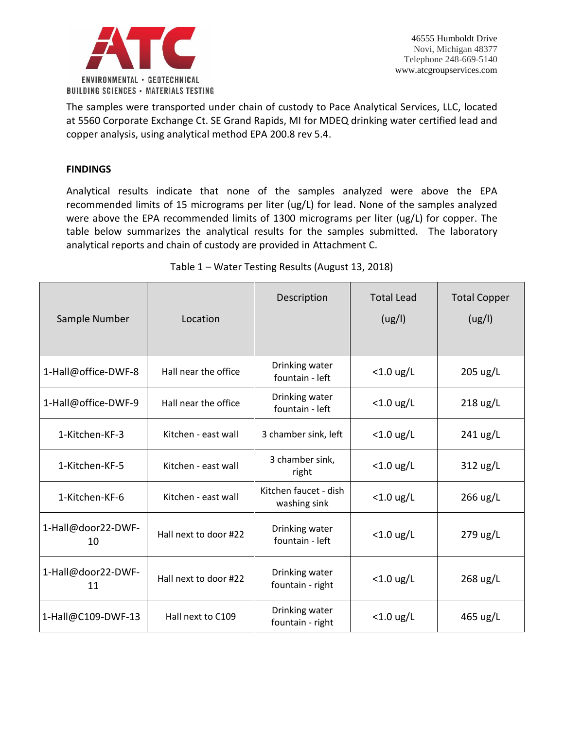The samples were transported under chain of custody to Pace Analytical Services, LLC, located at 5560 Corporate Exchange Ct. SE Grand Rapids, MI for MDEQ drinking water certified lead and copper analysis, using analytical method EPA 200.8 rev 5.4.

**FINDINGS**

Analytical results indicate that none of the samples analyzed were above the EPA recommended limits of 15 micrograms per liter (ug/L) for lead. None of the samples analyzed were above the EPA recommended limits of 1300 micrograms per liter (ug/L) for copper. The table below summarizes the analytical results for the samples submitted. The laboratory analytical reports and chain of custody are provided in Attachment C.

Table 1 – Water Testing Results (August 13, 2018)

| Sample Number | Location | Description | Total Lead (ug/l) | Total Copper (ug/l) |
|---|---|---|---|---|
| 1-Hall@office-DWF-8 | Hall near the office | Drinking water fountain - left | <1.0 ug/L | 205 ug/L |
| 1-Hall@office-DWF-9 | Hall near the office | Drinking water fountain - left | <1.0 ug/L | 218 ug/L |
| 1-Kitchen-KF-3 | Kitchen - east wall | 3 chamber sink, left | <1.0 ug/L | 241 ug/L |
| 1-Kitchen-KF-5 | Kitchen - east wall | 3 chamber sink, right | <1.0 ug/L | 312 ug/L |
| 1-Kitchen-KF-6 | Kitchen - east wall | Kitchen faucet - dish washing sink | <1.0 ug/L | 266 ug/L |
| 1-Hall@door22-DWF-10 | Hall next to door #22 | Drinking water fountain - left | <1.0 ug/L | 279 ug/L |
| 1-Hall@door22-DWF-11 | Hall next to door #22 | Drinking water fountain - right | <1.0 ug/L | 268 ug/L |
| 1-Hall@C109-DWF-13 | Hall next to C109 | Drinking water fountain - right | <1.0 ug/L | 465 ug/L |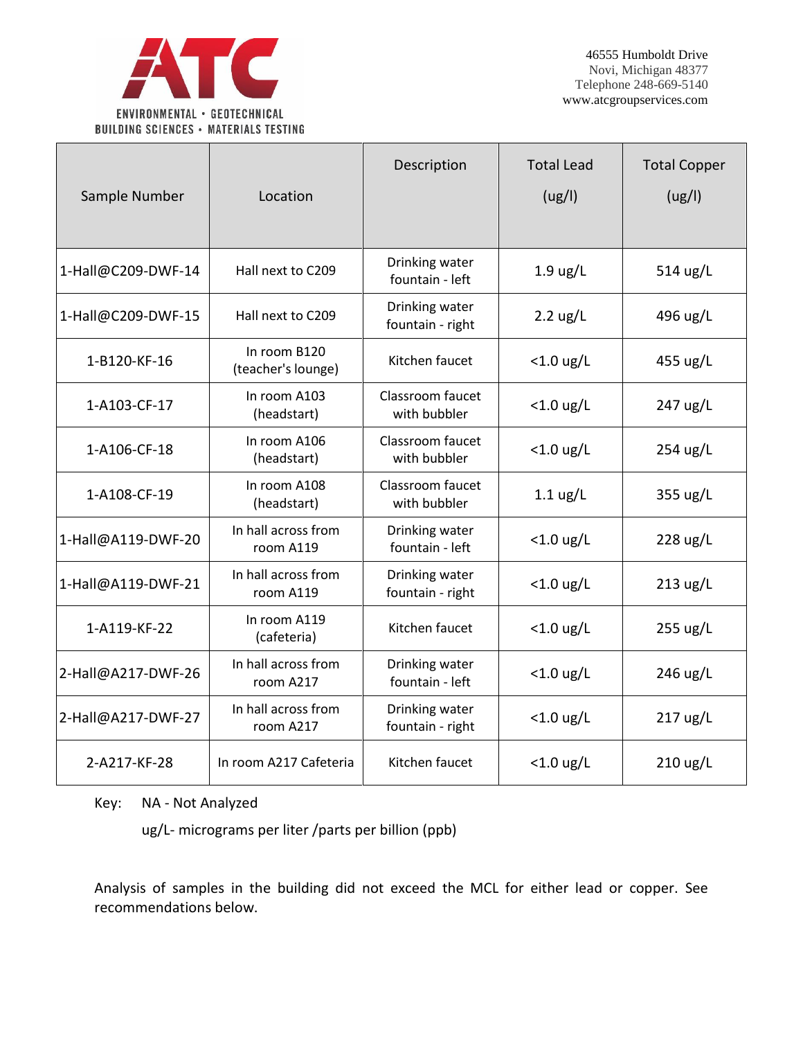ATC

ENVIRONMENTAL • GEOTECHNICAL
BUILDING SCIENCES • MATERIALS TESTING

46555 Humboldt Drive
Novi, Michigan 48377
Telephone 248-669-5140
www.atcgroupservices.com

| Sample Number | Location | Description | Total Lead (ug/l) | Total Copper (ug/l) |
|---|---|---|---|---|
| 1-Hall@C209-DWF-14 | Hall next to C209 | Drinking water fountain - left | 1.9 ug/L | 514 ug/L |
| 1-Hall@C209-DWF-15 | Hall next to C209 | Drinking water fountain - right | 2.2 ug/L | 496 ug/L |
| 1-B120-KF-16 | In room B120 (teacher's lounge) | Kitchen faucet | <1.0 ug/L | 455 ug/L |
| 1-A103-CF-17 | In room A103 (headstart) | Classroom faucet with bubbler | <1.0 ug/L | 247 ug/L |
| 1-A106-CF-18 | In room A106 (headstart) | Classroom faucet with bubbler | <1.0 ug/L | 254 ug/L |
| 1-A108-CF-19 | In room A108 (headstart) | Classroom faucet with bubbler | 1.1 ug/L | 355 ug/L |
| 1-Hall@A119-DWF-20 | In hall across from room A119 | Drinking water fountain - left | <1.0 ug/L | 228 ug/L |
| 1-Hall@A119-DWF-21 | In hall across from room A119 | Drinking water fountain - right | <1.0 ug/L | 213 ug/L |
| 1-A119-KF-22 | In room A119 (cafeteria) | Kitchen faucet | <1.0 ug/L | 255 ug/L |
| 2-Hall@A217-DWF-26 | In hall across from room A217 | Drinking water fountain - left | <1.0 ug/L | 246 ug/L |
| 2-Hall@A217-DWF-27 | In hall across from room A217 | Drinking water fountain - right | <1.0 ug/L | 217 ug/L |
| 2-A217-KF-28 | In room A217 Cafeteria | Kitchen faucet | <1.0 ug/L | 210 ug/L |

Key: NA - Not Analyzed

ug/L- micrograms per liter /parts per billion (ppb)

Analysis of samples in the building did not exceed the MCL for either lead or copper. See recommendations below.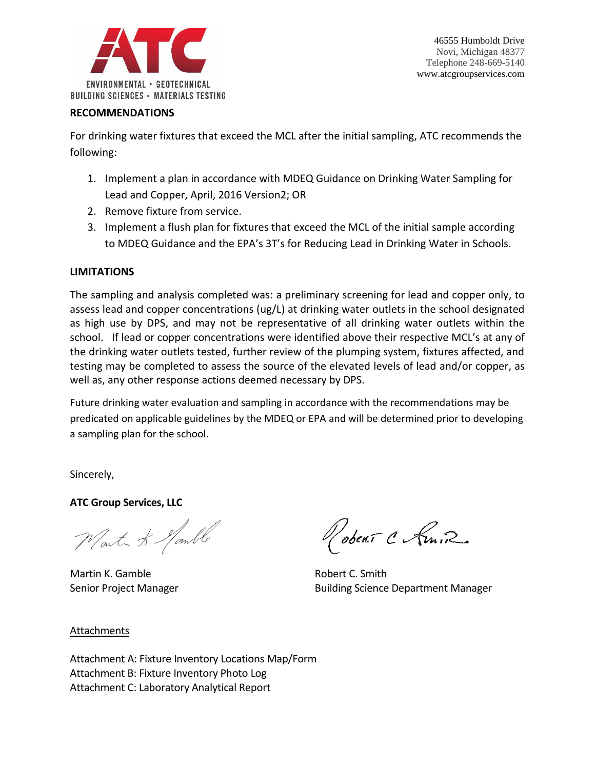ENVIRONMENTAL • GEOTECHNICAL
BUILDING SCIENCES • MATERIALS TESTING

46555 Humboldt Drive
Novi, Michigan 48377
Telephone 248-669-5140
www.atcgroupservices.com

**RECOMMENDATIONS**

For drinking water fixtures that exceed the MCL after the initial sampling, ATC recommends the following:

1. Implement a plan in accordance with MDEQ Guidance on Drinking Water Sampling for Lead and Copper, April, 2016 Version2; OR
2. Remove fixture from service.
3. Implement a flush plan for fixtures that exceed the MCL of the initial sample according to MDEQ Guidance and the EPA's 3T's for Reducing Lead in Drinking Water in Schools.

**LIMITATIONS**

The sampling and analysis completed was: a preliminary screening for lead and copper only, to assess lead and copper concentrations (ug/L) at drinking water outlets in the school designated as high use by DPS, and may not be representative of all drinking water outlets within the school. If lead or copper concentrations were identified above their respective MCL's at any of the drinking water outlets tested, further review of the plumping system, fixtures affected, and testing may be completed to assess the source of the elevated levels of lead and/or copper, as well as, any other response actions deemed necessary by DPS.

Future drinking water evaluation and sampling in accordance with the recommendations may be predicated on applicable guidelines by the MDEQ or EPA and will be determined prior to developing a sampling plan for the school.

Sincerely,

**ATC Group Services, LLC**

Martin K. Gamble
Senior Project Manager

Robert C. Smith
Building Science Department Manager

Attachments

Attachment A: Fixture Inventory Locations Map/Form
Attachment B: Fixture Inventory Photo Log
Attachment C: Laboratory Analytical Report